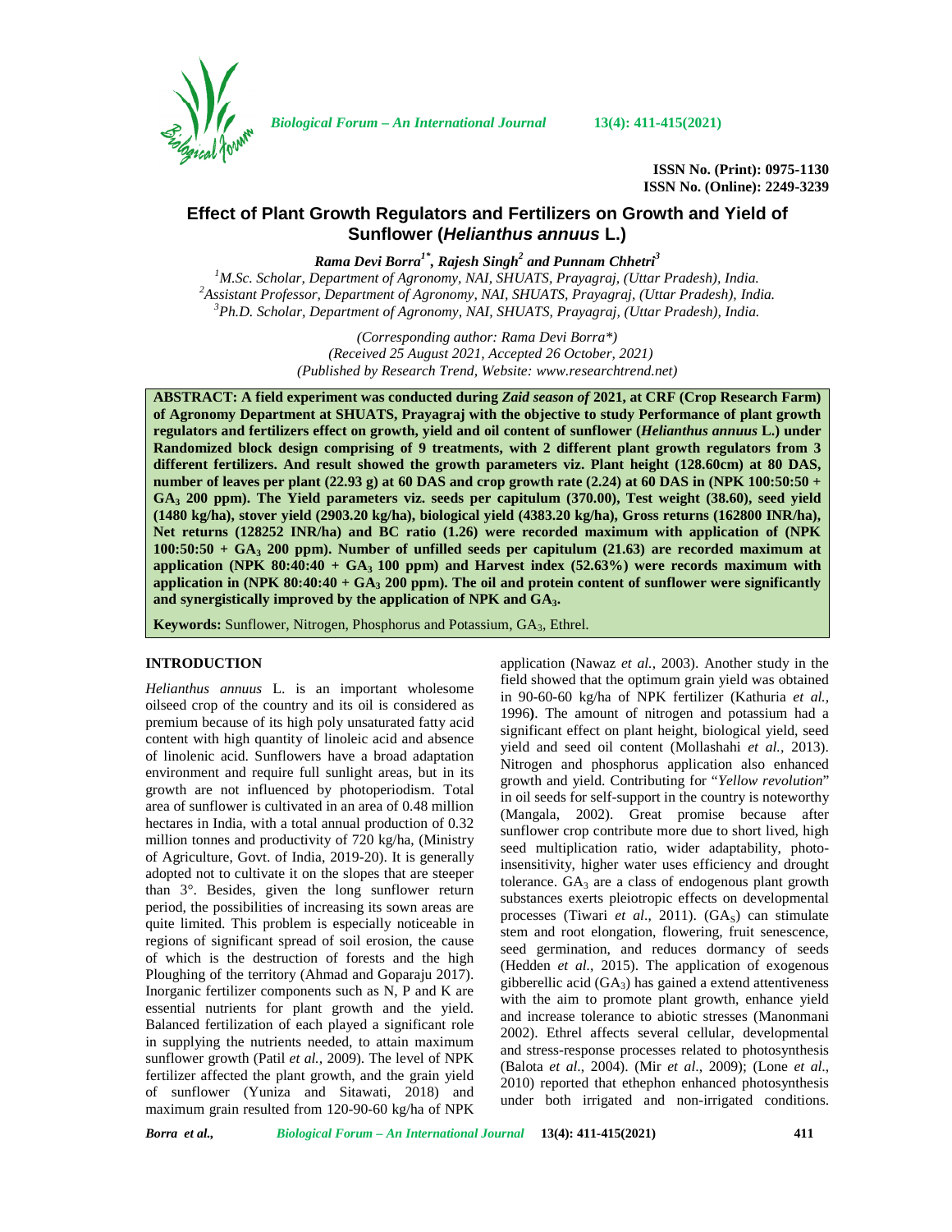ISSN No. (Print): 0975-1130
ISSN No. (Online): 2249-3239

# Effect of Plant Growth Regulators and Fertilizers on Growth and Yield of Sunflower (*Helianthus annuus* L.)

***Rama Devi Borra[1*], Rajesh Singh[2] and Punnam Chhetri[3]***

[1]*M.Sc. Scholar, Department of Agronomy, NAI, SHUATS, Prayagraj, (Uttar Pradesh), India.*
[2]*Assistant Professor, Department of Agronomy, NAI, SHUATS, Prayagraj, (Uttar Pradesh), India.*
[3]*Ph.D. Scholar, Department of Agronomy, NAI, SHUATS, Prayagraj, (Uttar Pradesh), India.*

*(Corresponding author: Rama Devi Borra\*)*
*(Received 25 August 2021, Accepted 26 October, 2021)*
*(Published by Research Trend, Website: www.researchtrend.net)*

**ABSTRACT: A field experiment was conducted during *Zaid season of* 2021, at CRF (Crop Research Farm) of Agronomy Department at SHUATS, Prayagraj with the objective to study Performance of plant growth regulators and fertilizers effect on growth, yield and oil content of sunflower (*Helianthus annuus* L.) under Randomized block design comprising of 9 treatments, with 2 different plant growth regulators from 3 different fertilizers. And result showed the growth parameters viz. Plant height (128.60cm) at 80 DAS, number of leaves per plant (22.93 g) at 60 DAS and crop growth rate (2.24) at 60 DAS in (NPK 100:50:50 + $GA_3$ 200 ppm). The Yield parameters viz. seeds per capitulum (370.00), Test weight (38.60), seed yield (1480 kg/ha), stover yield (2903.20 kg/ha), biological yield (4383.20 kg/ha), Gross returns (162800 INR/ha), Net returns (128252 INR/ha) and BC ratio (1.26) were recorded maximum with application of (NPK 100:50:50 + $GA_3$ 200 ppm). Number of unfilled seeds per capitulum (21.63) are recorded maximum at application (NPK 80:40:40 + $GA_3$ 100 ppm) and Harvest index (52.63%) were records maximum with application in (NPK 80:40:40 + $GA_3$ 200 ppm). The oil and protein content of sunflower were significantly and synergistically improved by the application of NPK and $GA_3$.**

**Keywords:** Sunflower, Nitrogen, Phosphorus and Potassium, $GA_3$, Ethrel.

## INTRODUCTION

*Helianthus annuus* L. is an important wholesome oilseed crop of the country and its oil is considered as premium because of its high poly unsaturated fatty acid content with high quantity of linoleic acid and absence of linolenic acid. Sunflowers have a broad adaptation environment and require full sunlight areas, but in its growth are not influenced by photoperiodism. Total area of sunflower is cultivated in an area of 0.48 million hectares in India, with a total annual production of 0.32 million tonnes and productivity of 720 kg/ha, (Ministry of Agriculture, Govt. of India, 2019-20). It is generally adopted not to cultivate it on the slopes that are steeper than 3°. Besides, given the long sunflower return period, the possibilities of increasing its sown areas are quite limited. This problem is especially noticeable in regions of significant spread of soil erosion, the cause of which is the destruction of forests and the high Ploughing of the territory (Ahmad and Goparaju 2017). Inorganic fertilizer components such as N, P and K are essential nutrients for plant growth and the yield. Balanced fertilization of each played a significant role in supplying the nutrients needed, to attain maximum sunflower growth (Patil *et al.,* 2009). The level of NPK fertilizer affected the plant growth, and the grain yield of sunflower (Yuniza and Sitawati, 2018) and maximum grain resulted from 120-90-60 kg/ha of NPK application (Nawaz *et al.,* 2003). Another study in the field showed that the optimum grain yield was obtained in 90-60-60 kg/ha of NPK fertilizer (Kathuria *et al.,* 1996**)**. The amount of nitrogen and potassium had a significant effect on plant height, biological yield, seed yield and seed oil content (Mollashahi *et al.,* 2013). Nitrogen and phosphorus application also enhanced growth and yield. Contributing for "*Yellow revolution*" in oil seeds for self-support in the country is noteworthy (Mangala, 2002). Great promise because after sunflower crop contribute more due to short lived, high seed multiplication ratio, wider adaptability, photo-insensitivity, higher water uses efficiency and drought tolerance. $GA_3$ are a class of endogenous plant growth substances exerts pleiotropic effects on developmental processes (Tiwari *et al*., 2011). ($GA_S$) can stimulate stem and root elongation, flowering, fruit senescence, seed germination, and reduces dormancy of seeds (Hedden *et al.,* 2015). The application of exogenous gibberellic acid ($GA_3$) has gained a extend attentiveness with the aim to promote plant growth, enhance yield and increase tolerance to abiotic stresses (Manonmani 2002). Ethrel affects several cellular, developmental and stress-response processes related to photosynthesis (Balota *et al*., 2004). (Mir *et al*., 2009); (Lone *et al*., 2010) reported that ethephon enhanced photosynthesis under both irrigated and non-irrigated conditions.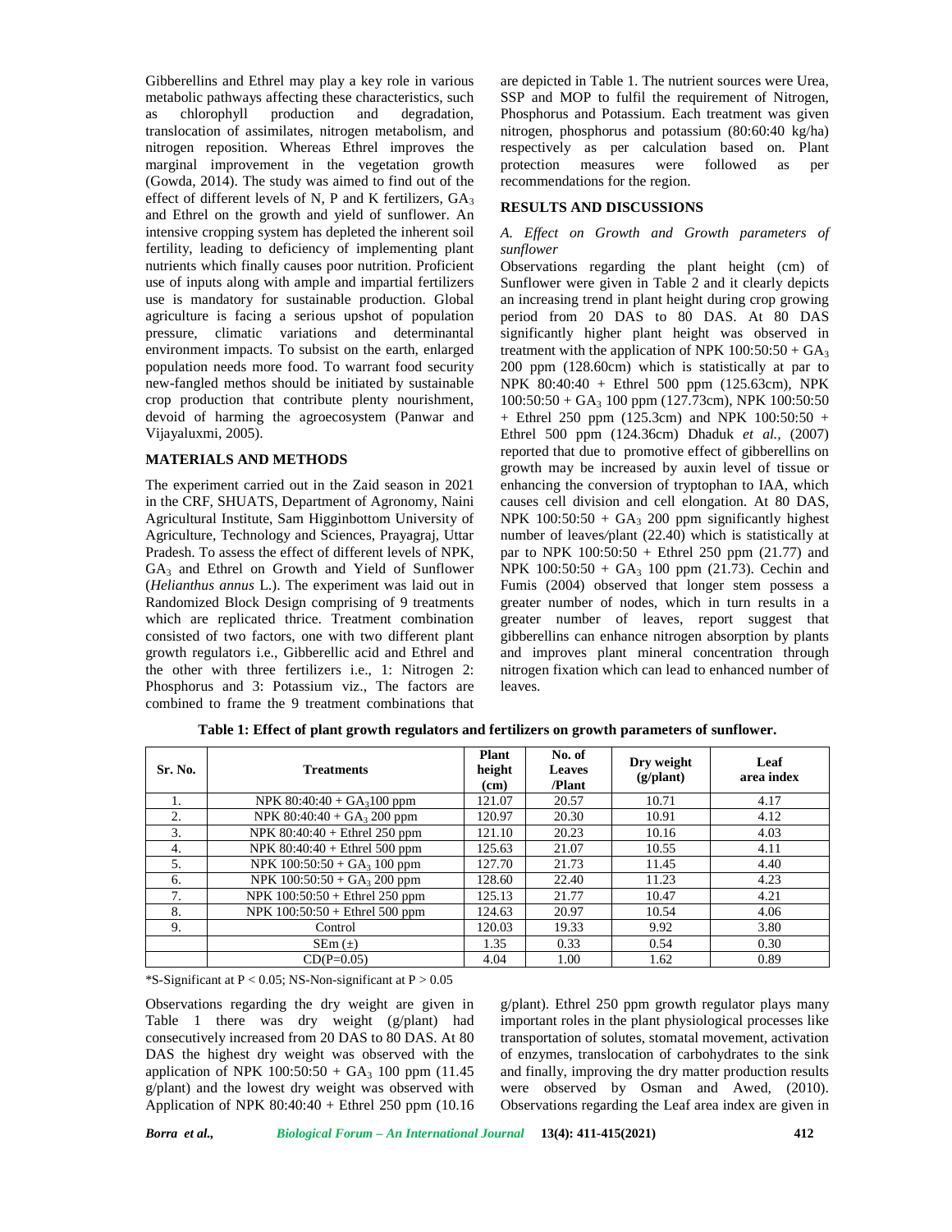Gibberellins and Ethrel may play a key role in various metabolic pathways affecting these characteristics, such as chlorophyll production and degradation, translocation of assimilates, nitrogen metabolism, and nitrogen reposition. Whereas Ethrel improves the marginal improvement in the vegetation growth (Gowda, 2014). The study was aimed to find out of the effect of different levels of N, P and K fertilizers, $GA_3$ and Ethrel on the growth and yield of sunflower. An intensive cropping system has depleted the inherent soil fertility, leading to deficiency of implementing plant nutrients which finally causes poor nutrition. Proficient use of inputs along with ample and impartial fertilizers use is mandatory for sustainable production. Global agriculture is facing a serious upshot of population pressure, climatic variations and determinantal environment impacts. To subsist on the earth, enlarged population needs more food. To warrant food security new-fangled methos should be initiated by sustainable crop production that contribute plenty nourishment, devoid of harming the agroecosystem (Panwar and Vijayaluxmi, 2005).

## MATERIALS AND METHODS

The experiment carried out in the Zaid season in 2021 in the CRF, SHUATS, Department of Agronomy, Naini Agricultural Institute, Sam Higginbottom University of Agriculture, Technology and Sciences, Prayagraj, Uttar Pradesh. To assess the effect of different levels of NPK, $GA_3$ and Ethrel on Growth and Yield of Sunflower (*Helianthus annus* L.). The experiment was laid out in Randomized Block Design comprising of 9 treatments which are replicated thrice. Treatment combination consisted of two factors, one with two different plant growth regulators i.e., Gibberellic acid and Ethrel and the other with three fertilizers i.e., 1: Nitrogen 2: Phosphorus and 3: Potassium viz., The factors are combined to frame the 9 treatment combinations that are depicted in Table 1. The nutrient sources were Urea, SSP and MOP to fulfil the requirement of Nitrogen, Phosphorus and Potassium. Each treatment was given nitrogen, phosphorus and potassium (80:60:40 kg/ha) respectively as per calculation based on. Plant protection measures were followed as per recommendations for the region.

## RESULTS AND DISCUSSIONS

### *A. Effect on Growth and Growth parameters of sunflower*

Observations regarding the plant height (cm) of Sunflower were given in Table 2 and it clearly depicts an increasing trend in plant height during crop growing period from 20 DAS to 80 DAS. At 80 DAS significantly higher plant height was observed in treatment with the application of NPK 100:50:50 + $GA_3$ 200 ppm (128.60cm) which is statistically at par to NPK 80:40:40 + Ethrel 500 ppm (125.63cm), NPK 100:50:50 + $GA_3$ 100 ppm (127.73cm), NPK 100:50:50 + Ethrel 250 ppm (125.3cm) and NPK 100:50:50 + Ethrel 500 ppm (124.36cm) Dhaduk *et al.*, (2007) reported that due to promotive effect of gibberellins on growth may be increased by auxin level of tissue or enhancing the conversion of tryptophan to IAA, which causes cell division and cell elongation. At 80 DAS, NPK 100:50:50 + $GA_3$ 200 ppm significantly highest number of leaves/plant (22.40) which is statistically at par to NPK 100:50:50 + Ethrel 250 ppm (21.77) and NPK 100:50:50 + $GA_3$ 100 ppm (21.73). Cechin and Fumis (2004) observed that longer stem possess a greater number of nodes, which in turn results in a greater number of leaves, report suggest that gibberellins can enhance nitrogen absorption by plants and improves plant mineral concentration through nitrogen fixation which can lead to enhanced number of leaves.

**Table 1: Effect of plant growth regulators and fertilizers on growth parameters of sunflower.**

| Sr. No. | Treatments | Plant height (cm) | No. of Leaves /Plant | Dry weight (g/plant) | Leaf area index |
|---|---|---|---|---|---|
| 1. | NPK 80:40:40 + $GA_3$100 ppm | 121.07 | 20.57 | 10.71 | 4.17 |
| 2. | NPK 80:40:40 + $GA_3$ 200 ppm | 120.97 | 20.30 | 10.91 | 4.12 |
| 3. | NPK 80:40:40 + Ethrel 250 ppm | 121.10 | 20.23 | 10.16 | 4.03 |
| 4. | NPK 80:40:40 + Ethrel 500 ppm | 125.63 | 21.07 | 10.55 | 4.11 |
| 5. | NPK 100:50:50 + $GA_3$ 100 ppm | 127.70 | 21.73 | 11.45 | 4.40 |
| 6. | NPK 100:50:50 + $GA_3$ 200 ppm | 128.60 | 22.40 | 11.23 | 4.23 |
| 7. | NPK 100:50:50 + Ethrel 250 ppm | 125.13 | 21.77 | 10.47 | 4.21 |
| 8. | NPK 100:50:50 + Ethrel 500 ppm | 124.63 | 20.97 | 10.54 | 4.06 |
| 9. | Control | 120.03 | 19.33 | 9.92 | 3.80 |
| | SEm (±) | 1.35 | 0.33 | 0.54 | 0.30 |
| | CD(P=0.05) | 4.04 | 1.00 | 1.62 | 0.89 |

*S-Significant at $P < 0.05$; NS-Non-significant at $P > 0.05$

Observations regarding the dry weight are given in Table 1 there was dry weight (g/plant) had consecutively increased from 20 DAS to 80 DAS. At 80 DAS the highest dry weight was observed with the application of NPK 100:50:50 + $GA_3$ 100 ppm (11.45 g/plant) and the lowest dry weight was observed with Application of NPK 80:40:40 + Ethrel 250 ppm (10.16 g/plant). Ethrel 250 ppm growth regulator plays many important roles in the plant physiological processes like transportation of solutes, stomatal movement, activation of enzymes, translocation of carbohydrates to the sink and finally, improving the dry matter production results were observed by Osman and Awed, (2010). Observations regarding the Leaf area index are given in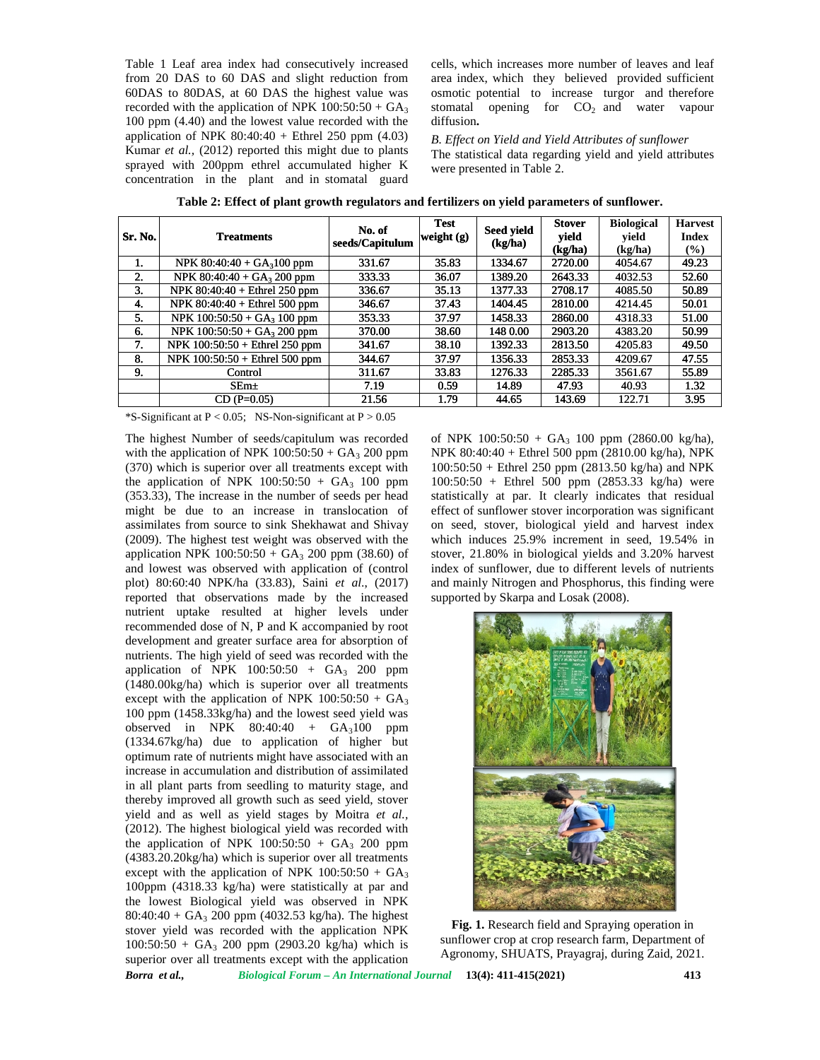Table 1 Leaf area index had consecutively increased from 20 DAS to 60 DAS and slight reduction from 60DAS to 80DAS, at 60 DAS the highest value was recorded with the application of NPK 100:50:50 + $GA_3$ 100 ppm (4.40) and the lowest value recorded with the application of NPK 80:40:40 + Ethrel 250 ppm (4.03) Kumar *et al.,* (2012) reported this might due to plants sprayed with 200ppm ethrel accumulated higher K concentration in the plant and in stomatal guard cells, which increases more number of leaves and leaf area index, which they believed provided sufficient osmotic potential to increase turgor and therefore stomatal opening for $CO_2$ and water vapour diffusion**.**

*B. Effect on Yield and Yield Attributes of sunflower*

The statistical data regarding yield and yield attributes were presented in Table 2.

**Table 2: Effect of plant growth regulators and fertilizers on yield parameters of sunflower.**

| Sr. No. | Treatments | No. of seeds/Capitulum | Test weight (g) | Seed yield (kg/ha) | Stover yield (kg/ha) | Biological yield (kg/ha) | Harvest Index (%) |
|---|---|---|---|---|---|---|---|
| 1. | NPK 80:40:40 + $GA_3$100 ppm | 331.67 | 35.83 | 1334.67 | 2720.00 | 4054.67 | 49.23 |
| 2. | NPK 80:40:40 + $GA_3$ 200 ppm | 333.33 | 36.07 | 1389.20 | 2643.33 | 4032.53 | 52.60 |
| 3. | NPK 80:40:40 + Ethrel 250 ppm | 336.67 | 35.13 | 1377.33 | 2708.17 | 4085.50 | 50.89 |
| 4. | NPK 80:40:40 + Ethrel 500 ppm | 346.67 | 37.43 | 1404.45 | 2810.00 | 4214.45 | 50.01 |
| 5. | NPK 100:50:50 + $GA_3$ 100 ppm | 353.33 | 37.97 | 1458.33 | 2860.00 | 4318.33 | 51.00 |
| 6. | NPK 100:50:50 + $GA_3$ 200 ppm | 370.00 | 38.60 | 148 0.00 | 2903.20 | 4383.20 | 50.99 |
| 7. | NPK 100:50:50 + Ethrel 250 ppm | 341.67 | 38.10 | 1392.33 | 2813.50 | 4205.83 | 49.50 |
| 8. | NPK 100:50:50 + Ethrel 500 ppm | 344.67 | 37.97 | 1356.33 | 2853.33 | 4209.67 | 47.55 |
| 9. | Control | 311.67 | 33.83 | 1276.33 | 2285.33 | 3561.67 | 55.89 |
| | SEm± | 7.19 | 0.59 | 14.89 | 47.93 | 40.93 | 1.32 |
| | CD (P=0.05) | 21.56 | 1.79 | 44.65 | 143.69 | 122.71 | 3.95 |

*S-Significant at $P < 0.05$; NS-Non-significant at $P > 0.05$

The highest Number of seeds/capitulum was recorded with the application of NPK 100:50:50 + $GA_3$ 200 ppm (370) which is superior over all treatments except with the application of NPK 100:50:50 + $GA_3$ 100 ppm (353.33), The increase in the number of seeds per head might be due to an increase in translocation of assimilates from source to sink Shekhawat and Shivay (2009). The highest test weight was observed with the application NPK 100:50:50 + $GA_3$ 200 ppm (38.60) of and lowest was observed with application of (control plot) 80:60:40 NPK/ha (33.83), Saini *et al*., (2017) reported that observations made by the increased nutrient uptake resulted at higher levels under recommended dose of N, P and K accompanied by root development and greater surface area for absorption of nutrients. The high yield of seed was recorded with the application of NPK 100:50:50 + $GA_3$ 200 ppm (1480.00kg/ha) which is superior over all treatments except with the application of NPK 100:50:50 + $GA_3$ 100 ppm (1458.33kg/ha) and the lowest seed yield was observed in NPK 80:40:40 + $GA_3$100 ppm (1334.67kg/ha) due to application of higher but optimum rate of nutrients might have associated with an increase in accumulation and distribution of assimilated in all plant parts from seedling to maturity stage, and thereby improved all growth such as seed yield, stover yield and as well as yield stages by Moitra *et al.*, (2012). The highest biological yield was recorded with the application of NPK 100:50:50 + $GA_3$ 200 ppm (4383.20.20kg/ha) which is superior over all treatments except with the application of NPK 100:50:50 + $GA_3$ 100ppm (4318.33 kg/ha) were statistically at par and the lowest Biological yield was observed in NPK 80:40:40 + $GA_3$ 200 ppm (4032.53 kg/ha). The highest stover yield was recorded with the application NPK 100:50:50 + $GA_3$ 200 ppm (2903.20 kg/ha) which is superior over all treatments except with the application of NPK 100:50:50 + $GA_3$ 100 ppm (2860.00 kg/ha), NPK 80:40:40 + Ethrel 500 ppm (2810.00 kg/ha), NPK 100:50:50 + Ethrel 250 ppm (2813.50 kg/ha) and NPK 100:50:50 + Ethrel 500 ppm (2853.33 kg/ha) were statistically at par. It clearly indicates that residual effect of sunflower stover incorporation was significant on seed, stover, biological yield and harvest index which induces 25.9% increment in seed, 19.54% in stover, 21.80% in biological yields and 3.20% harvest index of sunflower, due to different levels of nutrients and mainly Nitrogen and Phosphorus, this finding were supported by Skarpa and Losak (2008).

**Fig. 1.** Research field and Spraying operation in sunflower crop at crop research farm, Department of Agronomy, SHUATS, Prayagraj, during Zaid, 2021.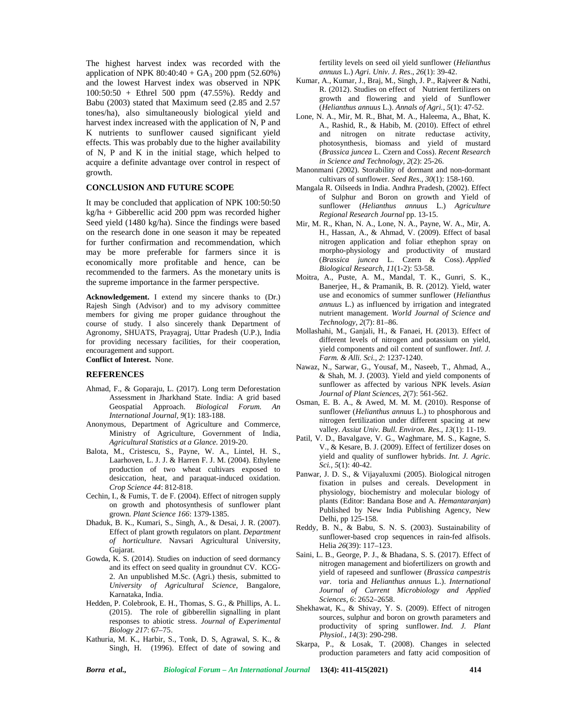The highest harvest index was recorded with the application of NPK 80:40:40 + $GA_3$ 200 ppm (52.60%) and the lowest Harvest index was observed in NPK 100:50:50 + Ethrel 500 ppm (47.55%). Reddy and Babu (2003) stated that Maximum seed (2.85 and 2.57 tones/ha), also simultaneously biological yield and harvest index increased with the application of N, P and K nutrients to sunflower caused significant yield effects. This was probably due to the higher availability of N, P and K in the initial stage, which helped to acquire a definite advantage over control in respect of growth.

## CONCLUSION AND FUTURE SCOPE

It may be concluded that application of NPK 100:50:50 kg/ha + Gibberellic acid 200 ppm was recorded higher Seed yield (1480 kg/ha). Since the findings were based on the research done in one season it may be repeated for further confirmation and recommendation, which may be more preferable for farmers since it is economically more profitable and hence, can be recommended to the farmers. As the monetary units is the supreme importance in the farmer perspective.

**Acknowledgement.** I extend my sincere thanks to (Dr.) Rajesh Singh (Advisor) and to my advisory committee members for giving me proper guidance throughout the course of study. I also sincerely thank Department of Agronomy, SHUATS, Prayagraj, Uttar Pradesh (U.P.), India for providing necessary facilities, for their cooperation, encouragement and support.

**Conflict of Interest.** None.

## REFERENCES

Ahmad, F., & Goparaju, L. (2017). Long term Deforestation Assessment in Jharkhand State. India: A grid based Geospatial Approach. *Biological Forum. An International Journal*, *9*(1): 183-188.

Anonymous, Department of Agriculture and Commerce, Ministry of Agriculture, Government of India, *Agricultural Statistics at a Glance.* 2019-20.

Balota, M., Cristescu, S., Payne, W. A., Lintel, H. S., Laarhoven, L. J. J. & Harren F. J. M. (2004). Ethylene production of two wheat cultivars exposed to desiccation, heat, and paraquat-induced oxidation. *Crop Science 44*: 812-818.

Cechin, I., & Fumis, T. de F. (2004). Effect of nitrogen supply on growth and photosynthesis of sunflower plant grown. *Plant Science 166*: 1379-1385.

Dhaduk, B. K., Kumari, S., Singh, A., & Desai, J. R. (2007). Effect of plant growth regulators on plant. *Department of horticulture*. Navsari Agricultural University, Gujarat.

Gowda, K. S. (2014). Studies on induction of seed dormancy and its effect on seed quality in groundnut CV. KCG-2. An unpublished M.Sc. (Agri.) thesis, submitted to *University of Agricultural Science*, Bangalore, Karnataka, India.

Hedden, P. Colebrook, E. H., Thomas, S. G., & Phillips, A. L. (2015). The role of gibberellin signalling in plant responses to abiotic stress. *Journal of Experimental Biology 217*: 67–75.

Kathuria, M. K., Harbir, S., Tonk, D. S, Agrawal, S. K., & Singh, H. (1996). Effect of date of sowing and fertility levels on seed oil yield sunflower (*Helianthus annuus* L.) *Agri. Univ. J. Res*., *26*(1): 39-42.

Kumar, A., Kumar, J., Braj, M., Singh, J. P., Rajveer & Nathi, R. (2012). Studies on effect of Nutrient fertilizers on growth and flowering and yield of Sunflower (*Helianthus annuus* L.). *Annals of Agri.*, *5*(1): 47-52.

Lone, N. A., Mir, M. R., Bhat, M. A., Haleema, A., Bhat, K. A., Rashid, R., & Habib, M. (2010). Effect of ethrel and nitrogen on nitrate reductase activity, photosynthesis, biomass and yield of mustard (*Brassica juncea* L. Czern and Coss). *Recent Research in Science and Technology*, *2*(2): 25-26.

Manonmani (2002). Storability of dormant and non-dormant cultivars of sunflower. *Seed Res*., *30*(1): 158-160.

Mangala R. Oilseeds in India. Andhra Pradesh, (2002). Effect of Sulphur and Boron on growth and Yield of sunflower (*Helianthus annuus* L.) *Agriculture Regional Research Journal* pp. 13-15.

Mir, M. R., Khan, N. A., Lone, N. A., Payne, W. A., Mir, A. H., Hassan, A., & Ahmad, V. (2009). Effect of basal nitrogen application and foliar ethephon spray on morpho-physiology and productivity of mustard (*Brassica juncea* L. Czern & Coss). *Applied Biological Research*, *11*(1-2): 53-58.

Moitra, A., Puste, A. M., Mandal, T. K., Gunri, S. K., Banerjee, H., & Pramanik, B. R. (2012). Yield, water use and economics of summer sunflower (*Helianthus annuus* L.) as influenced by irrigation and integrated nutrient management. *World Journal of Science and Technology, 2*(7): 81–86.

Mollashahi, M., Ganjali, H., & Fanaei, H. (2013). Effect of different levels of nitrogen and potassium on yield, yield components and oil content of sunflower. *Intl. J. Farm. & Alli. Sci.*, *2*: 1237-1240.

Nawaz, N., Sarwar, G., Yousaf, M., Naseeb, T., Ahmad, A., & Shah, M. J. (2003). Yield and yield components of sunflower as affected by various NPK levels. *Asian Journal of Plant Sciences*, *2*(7): 561-562.

Osman, E. B. A., & Awed, M. M. M. (2010). Response of sunflower (*Helianthus annuus* L.) to phosphorous and nitrogen fertilization under different spacing at new valley. *Assiut Univ. Bull. Environ. Res*., *13*(1): 11-19.

Patil, V. D., Bavalgave, V. G., Waghmare, M. S., Kagne, S. V., & Kesare, B. J. (2009). Effect of fertilizer doses on yield and quality of sunflower hybrids. *Int. J. Agric. Sci.*, *5*(1): 40-42.

Panwar, J. D. S., & Vijayaluxmi (2005). Biological nitrogen fixation in pulses and cereals. Development in physiology, biochemistry and molecular biology of plants (Editor: Bandana Bose and A. *Hemantaranjan*) Published by New India Publishing Agency, New Delhi, pp 125-158.

Reddy, B. N., & Babu, S. N. S. (2003). Sustainability of sunflower-based crop sequences in rain-fed alfisols. Helia *26*(39): 117–123.

Saini, L. B., George, P. J., & Bhadana, S. S. (2017). Effect of nitrogen management and biofertilizers on growth and yield of rapeseed and sunflower (*Brassica campestris var*. toria and *Helianthus annuus* L.). *International Journal of Current Microbiology and Applied Sciences*, *6*: 2652–2658.

Shekhawat, K., & Shivay, Y. S. (2009). Effect of nitrogen sources, sulphur and boron on growth parameters and productivity of spring sunflower. *Ind. J. Plant Physiol.*, *14*(3): 290-298.

Skarpa, P., & Losak, T. (2008). Changes in selected production parameters and fatty acid composition of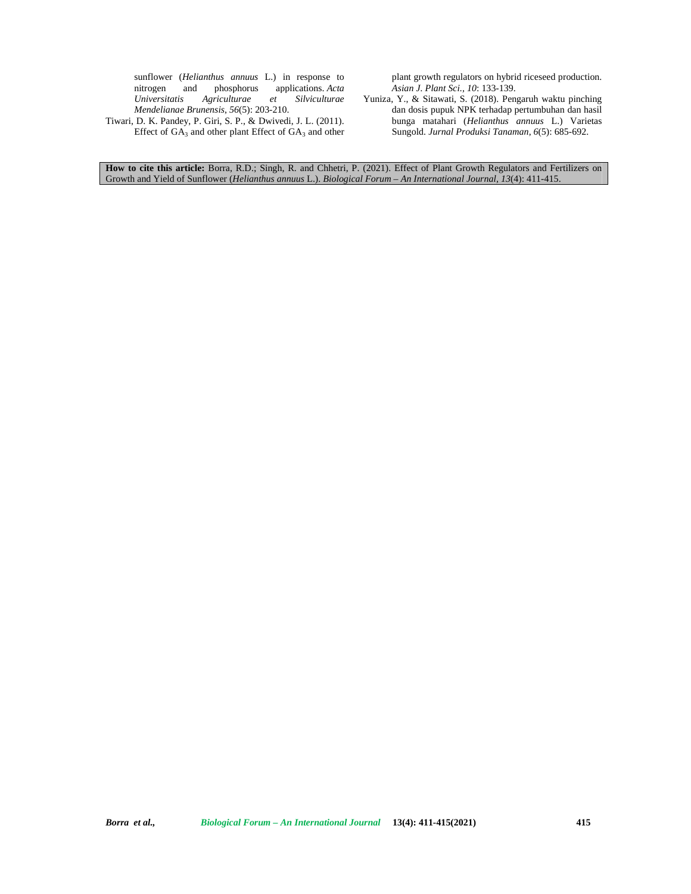sunflower (*Helianthus annuus* L.) in response to nitrogen and phosphorus applications. *Acta Universitatis Agriculturae et Silviculturae Mendelianae Brunensis*, *56*(5): 203-210.

Tiwari, D. K. Pandey, P. Giri, S. P., & Dwivedi, J. L. (2011). Effect of $GA_3$ and other plant Effect of $GA_3$ and other plant growth regulators on hybrid riceseed production. *Asian J. Plant Sci.*, *10*: 133-139.

Yuniza, Y., & Sitawati, S. (2018). Pengaruh waktu pinching dan dosis pupuk NPK terhadap pertumbuhan dan hasil bunga matahari (*Helianthus annuus* L.) Varietas Sungold. *Jurnal Produksi Tanaman*, *6*(5): 685-692.

**How to cite this article:** Borra, R.D.; Singh, R. and Chhetri, P. (2021). Effect of Plant Growth Regulators and Fertilizers on Growth and Yield of Sunflower (*Helianthus annuus* L.). *Biological Forum – An International Journal*, *13*(4): 411-415.